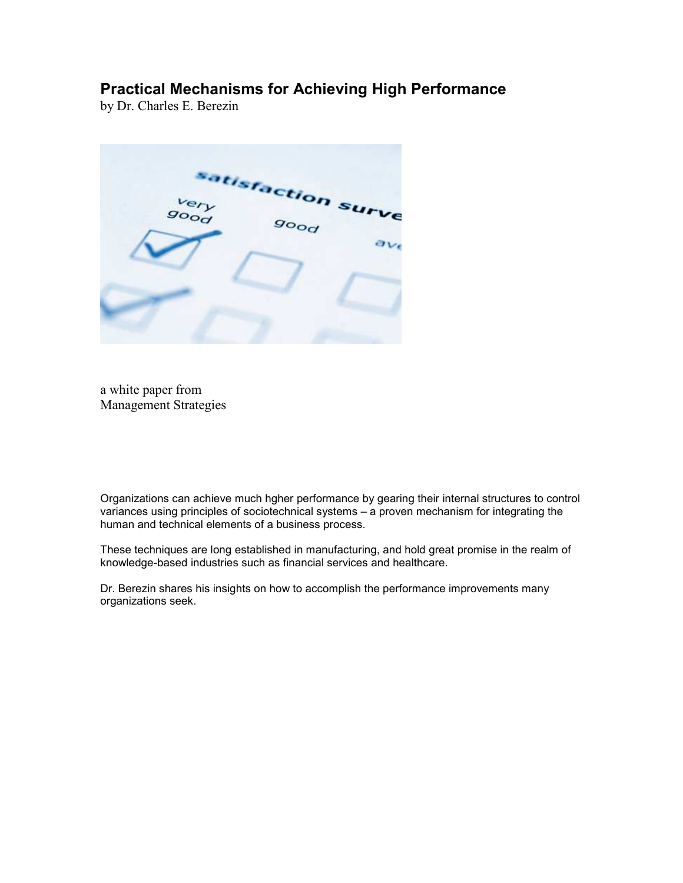# Practical Mechanisms for Achieving High Performance

by Dr. Charles E. Berezin

a white paper from
Management Strategies

Organizations can achieve much hgher performance by gearing their internal structures to control variances using principles of sociotechnical systems – a proven mechanism for integrating the human and technical elements of a business process.

These techniques are long established in manufacturing, and hold great promise in the realm of knowledge-based industries such as financial services and healthcare.

Dr. Berezin shares his insights on how to accomplish the performance improvements many organizations seek.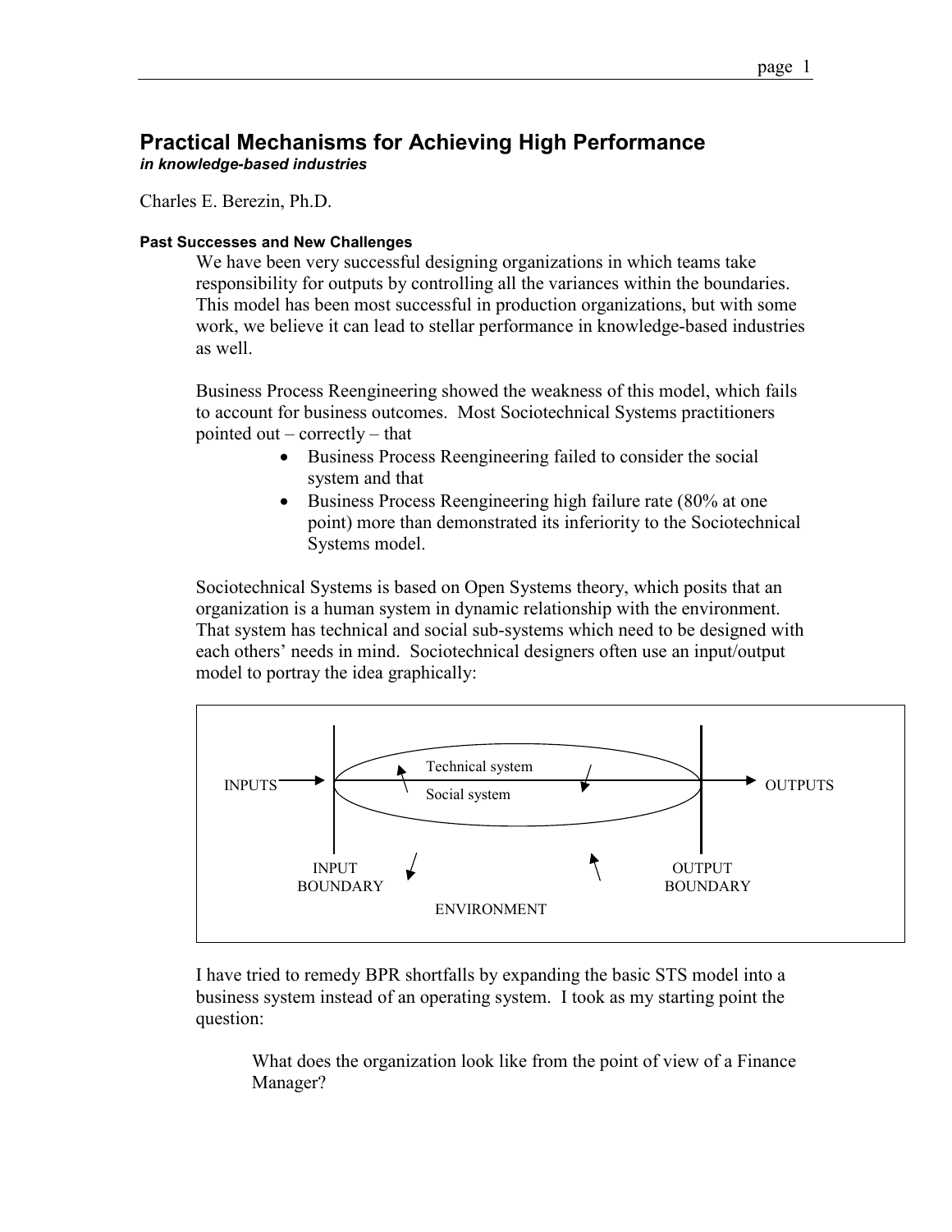# Practical Mechanisms for Achieving High Performance

***in knowledge-based industries***

Charles E. Berezin, Ph.D.

### Past Successes and New Challenges

We have been very successful designing organizations in which teams take responsibility for outputs by controlling all the variances within the boundaries. This model has been most successful in production organizations, but with some work, we believe it can lead to stellar performance in knowledge-based industries as well.

Business Process Reengineering showed the weakness of this model, which fails to account for business outcomes. Most Sociotechnical Systems practitioners pointed out – correctly – that

- Business Process Reengineering failed to consider the social system and that
- Business Process Reengineering high failure rate (80% at one point) more than demonstrated its inferiority to the Sociotechnical Systems model.

Sociotechnical Systems is based on Open Systems theory, which posits that an organization is a human system in dynamic relationship with the environment. That system has technical and social sub-systems which need to be designed with each others' needs in mind. Sociotechnical designers often use an input/output model to portray the idea graphically:

INPUTS → Technical system / Social system → OUTPUTS

INPUT BOUNDARY — ENVIRONMENT — OUTPUT BOUNDARY

I have tried to remedy BPR shortfalls by expanding the basic STS model into a business system instead of an operating system. I took as my starting point the question:

> What does the organization look like from the point of view of a Finance Manager?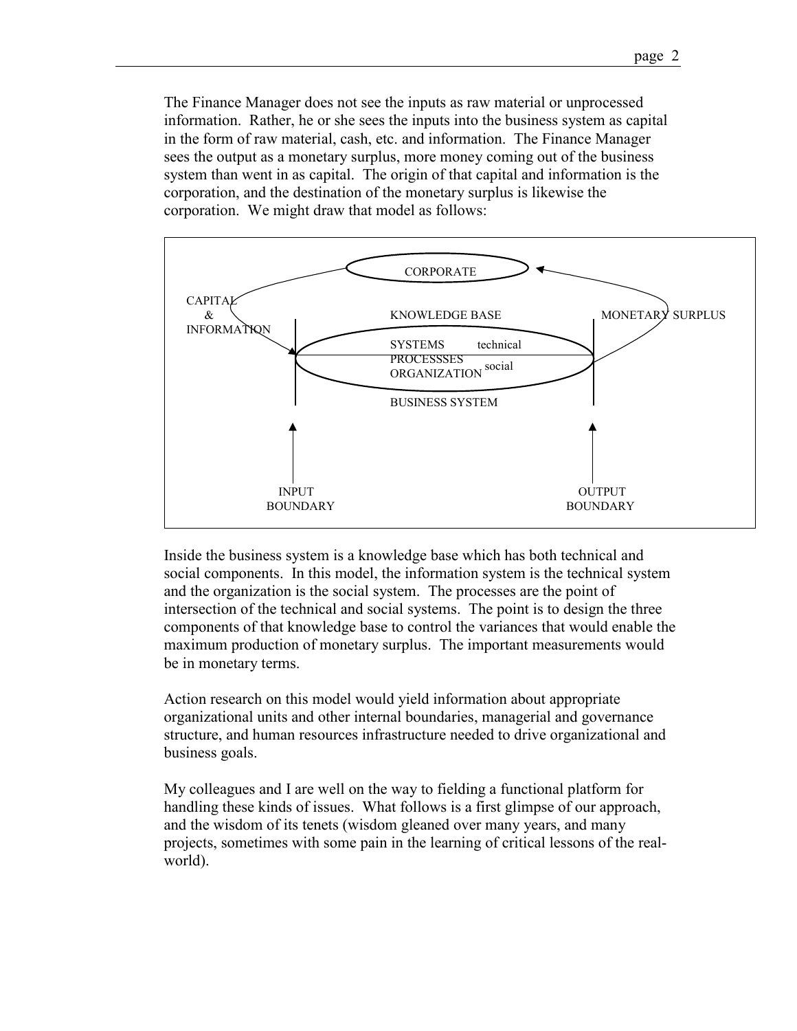The Finance Manager does not see the inputs as raw material or unprocessed information. Rather, he or she sees the inputs into the business system as capital in the form of raw material, cash, etc. and information. The Finance Manager sees the output as a monetary surplus, more money coming out of the business system than went in as capital. The origin of that capital and information is the corporation, and the destination of the monetary surplus is likewise the corporation. We might draw that model as follows:

```
                              CORPORATE

CAPITAL
  &                           KNOWLEDGE BASE                MONETARY SURPLUS
INFORMATION
                              SYSTEMS        technical
                              PROCESSSES
                              ORGANIZATION   social

                              BUSINESS SYSTEM


        INPUT                                           OUTPUT
        BOUNDARY                                        BOUNDARY
```

Inside the business system is a knowledge base which has both technical and social components. In this model, the information system is the technical system and the organization is the social system. The processes are the point of intersection of the technical and social systems. The point is to design the three components of that knowledge base to control the variances that would enable the maximum production of monetary surplus. The important measurements would be in monetary terms.

Action research on this model would yield information about appropriate organizational units and other internal boundaries, managerial and governance structure, and human resources infrastructure needed to drive organizational and business goals.

My colleagues and I are well on the way to fielding a functional platform for handling these kinds of issues. What follows is a first glimpse of our approach, and the wisdom of its tenets (wisdom gleaned over many years, and many projects, sometimes with some pain in the learning of critical lessons of the real-world).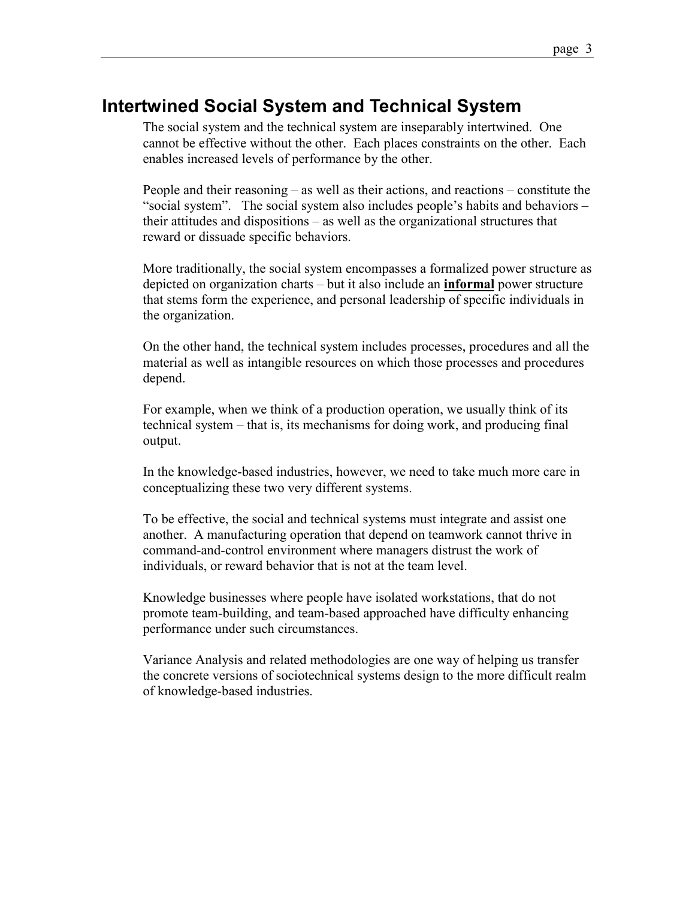## Intertwined Social System and Technical System

The social system and the technical system are inseparably intertwined. One cannot be effective without the other. Each places constraints on the other. Each enables increased levels of performance by the other.

People and their reasoning – as well as their actions, and reactions – constitute the "social system". The social system also includes people's habits and behaviors – their attitudes and dispositions – as well as the organizational structures that reward or dissuade specific behaviors.

More traditionally, the social system encompasses a formalized power structure as depicted on organization charts – but it also include an **informal** power structure that stems form the experience, and personal leadership of specific individuals in the organization.

On the other hand, the technical system includes processes, procedures and all the material as well as intangible resources on which those processes and procedures depend.

For example, when we think of a production operation, we usually think of its technical system – that is, its mechanisms for doing work, and producing final output.

In the knowledge-based industries, however, we need to take much more care in conceptualizing these two very different systems.

To be effective, the social and technical systems must integrate and assist one another. A manufacturing operation that depend on teamwork cannot thrive in command-and-control environment where managers distrust the work of individuals, or reward behavior that is not at the team level.

Knowledge businesses where people have isolated workstations, that do not promote team-building, and team-based approached have difficulty enhancing performance under such circumstances.

Variance Analysis and related methodologies are one way of helping us transfer the concrete versions of sociotechnical systems design to the more difficult realm of knowledge-based industries.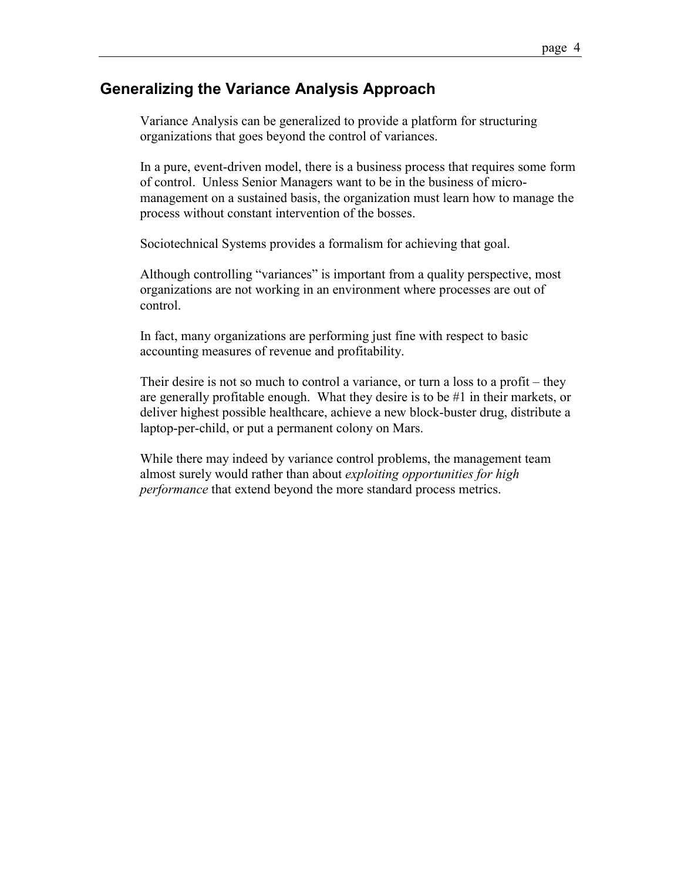## Generalizing the Variance Analysis Approach

Variance Analysis can be generalized to provide a platform for structuring organizations that goes beyond the control of variances.

In a pure, event-driven model, there is a business process that requires some form of control. Unless Senior Managers want to be in the business of micro-management on a sustained basis, the organization must learn how to manage the process without constant intervention of the bosses.

Sociotechnical Systems provides a formalism for achieving that goal.

Although controlling "variances" is important from a quality perspective, most organizations are not working in an environment where processes are out of control.

In fact, many organizations are performing just fine with respect to basic accounting measures of revenue and profitability.

Their desire is not so much to control a variance, or turn a loss to a profit – they are generally profitable enough. What they desire is to be #1 in their markets, or deliver highest possible healthcare, achieve a new block-buster drug, distribute a laptop-per-child, or put a permanent colony on Mars.

While there may indeed by variance control problems, the management team almost surely would rather than about *exploiting opportunities for high performance* that extend beyond the more standard process metrics.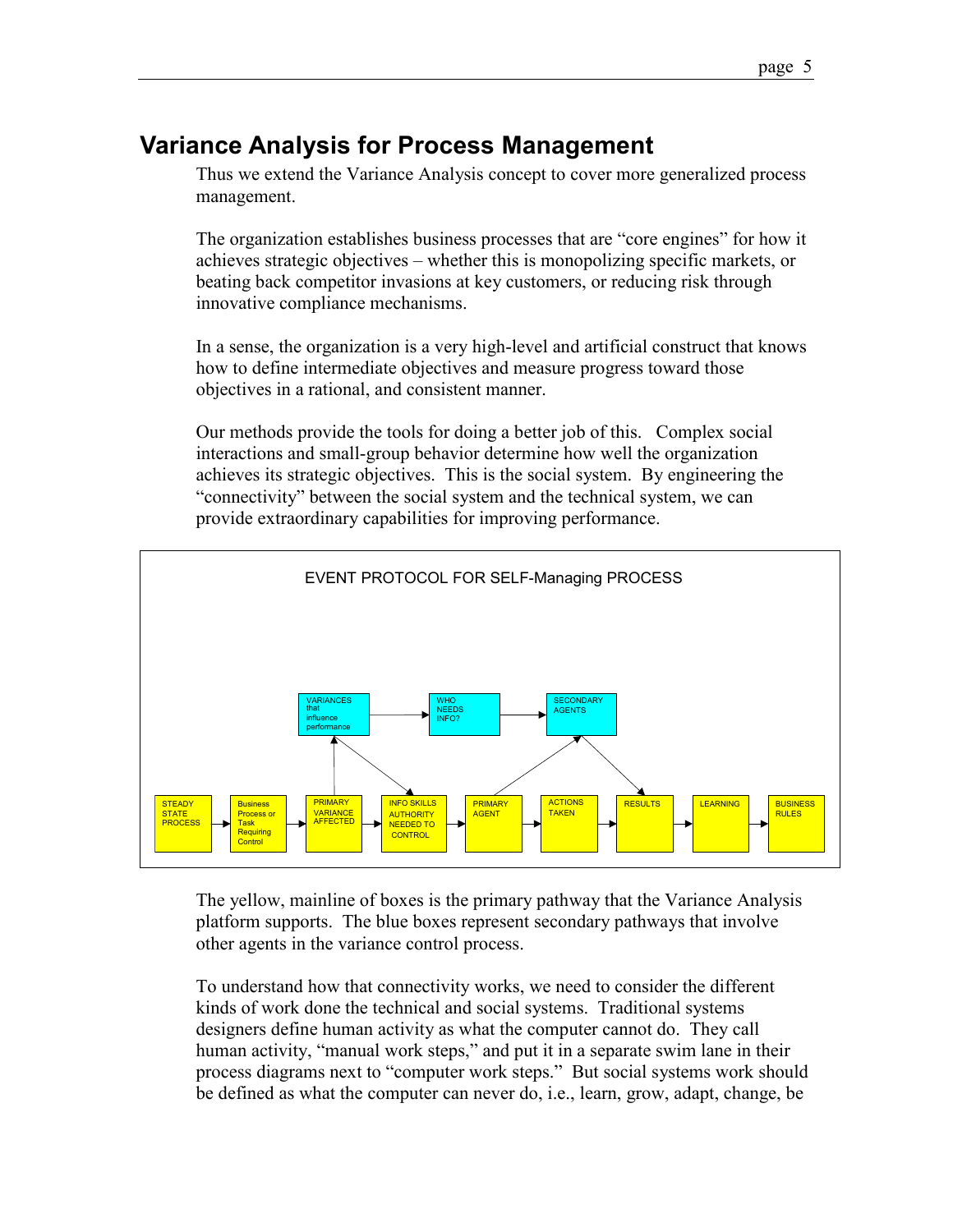## Variance Analysis for Process Management

Thus we extend the Variance Analysis concept to cover more generalized process management.

The organization establishes business processes that are "core engines" for how it achieves strategic objectives – whether this is monopolizing specific markets, or beating back competitor invasions at key customers, or reducing risk through innovative compliance mechanisms.

In a sense, the organization is a very high-level and artificial construct that knows how to define intermediate objectives and measure progress toward those objectives in a rational, and consistent manner.

Our methods provide the tools for doing a better job of this. Complex social interactions and small-group behavior determine how well the organization achieves its strategic objectives. This is the social system. By engineering the "connectivity" between the social system and the technical system, we can provide extraordinary capabilities for improving performance.

EVENT PROTOCOL FOR SELF-Managing PROCESS

VARIANCES that influence performance → WHO NEEDS INFO? → SECONDARY AGENTS

STEADY STATE PROCESS → Business Process or Task Requiring Control → PRIMARY VARIANCE AFFECTED → INFO SKILLS AUTHORITY NEEDED TO CONTROL → PRIMARY AGENT → ACTIONS TAKEN → RESULTS → LEARNING → BUSINESS RULES

The yellow, mainline of boxes is the primary pathway that the Variance Analysis platform supports. The blue boxes represent secondary pathways that involve other agents in the variance control process.

To understand how that connectivity works, we need to consider the different kinds of work done the technical and social systems. Traditional systems designers define human activity as what the computer cannot do. They call human activity, "manual work steps," and put it in a separate swim lane in their process diagrams next to "computer work steps." But social systems work should be defined as what the computer can never do, i.e., learn, grow, adapt, change, be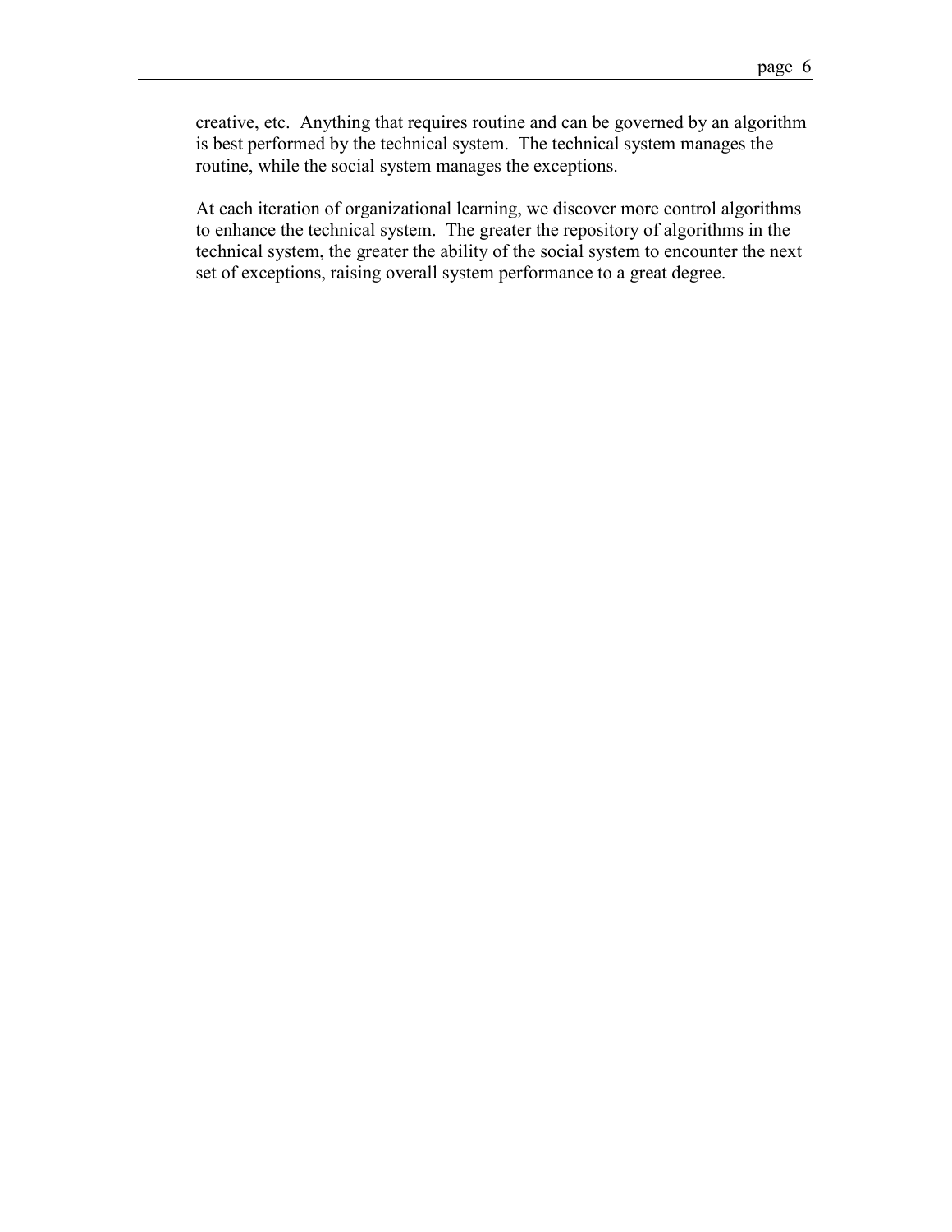creative, etc. Anything that requires routine and can be governed by an algorithm is best performed by the technical system. The technical system manages the routine, while the social system manages the exceptions.

At each iteration of organizational learning, we discover more control algorithms to enhance the technical system. The greater the repository of algorithms in the technical system, the greater the ability of the social system to encounter the next set of exceptions, raising overall system performance to a great degree.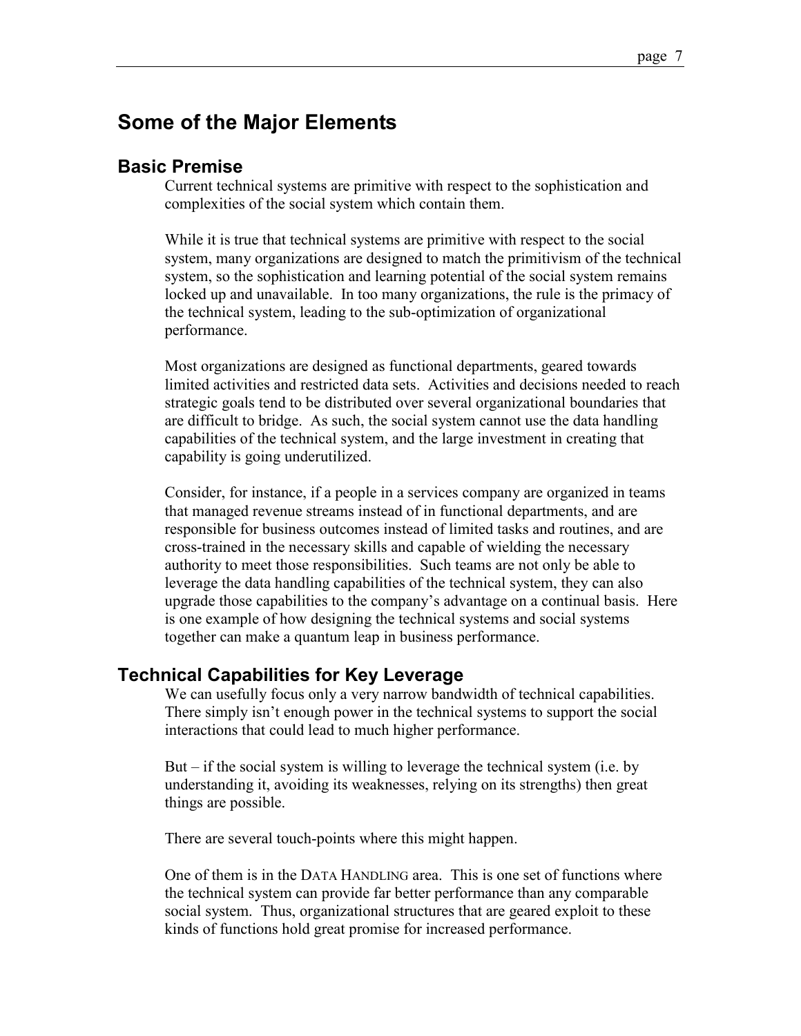## Some of the Major Elements

### Basic Premise

Current technical systems are primitive with respect to the sophistication and complexities of the social system which contain them.

While it is true that technical systems are primitive with respect to the social system, many organizations are designed to match the primitivism of the technical system, so the sophistication and learning potential of the social system remains locked up and unavailable. In too many organizations, the rule is the primacy of the technical system, leading to the sub-optimization of organizational performance.

Most organizations are designed as functional departments, geared towards limited activities and restricted data sets. Activities and decisions needed to reach strategic goals tend to be distributed over several organizational boundaries that are difficult to bridge. As such, the social system cannot use the data handling capabilities of the technical system, and the large investment in creating that capability is going underutilized.

Consider, for instance, if a people in a services company are organized in teams that managed revenue streams instead of in functional departments, and are responsible for business outcomes instead of limited tasks and routines, and are cross-trained in the necessary skills and capable of wielding the necessary authority to meet those responsibilities. Such teams are not only be able to leverage the data handling capabilities of the technical system, they can also upgrade those capabilities to the company's advantage on a continual basis. Here is one example of how designing the technical systems and social systems together can make a quantum leap in business performance.

### Technical Capabilities for Key Leverage

We can usefully focus only a very narrow bandwidth of technical capabilities. There simply isn't enough power in the technical systems to support the social interactions that could lead to much higher performance.

But – if the social system is willing to leverage the technical system (i.e. by understanding it, avoiding its weaknesses, relying on its strengths) then great things are possible.

There are several touch-points where this might happen.

One of them is in the DATA HANDLING area. This is one set of functions where the technical system can provide far better performance than any comparable social system. Thus, organizational structures that are geared exploit to these kinds of functions hold great promise for increased performance.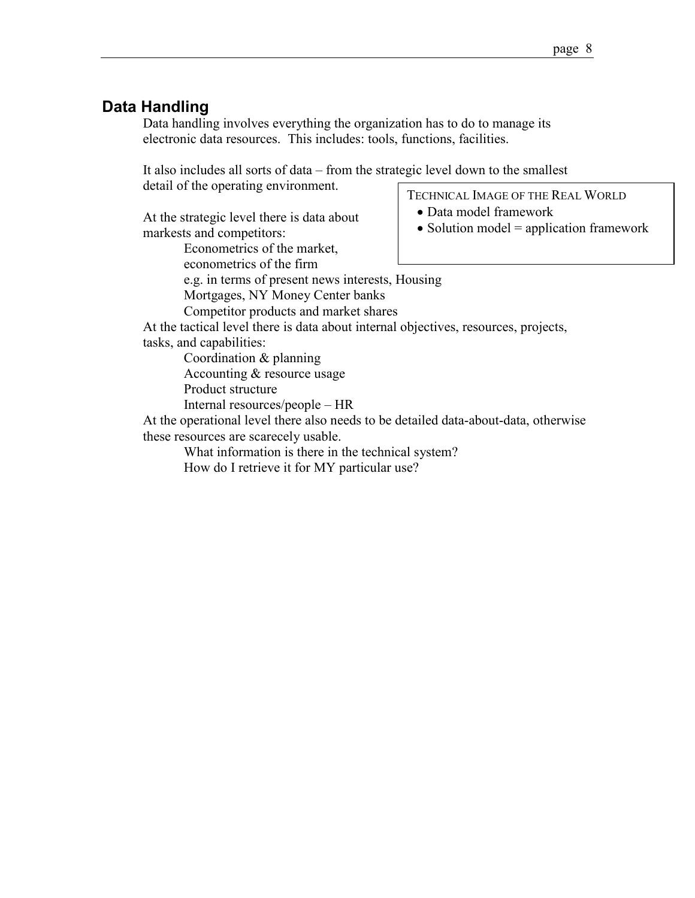## Data Handling

Data handling involves everything the organization has to do to manage its electronic data resources. This includes: tools, functions, facilities.

It also includes all sorts of data – from the strategic level down to the smallest detail of the operating environment.

> TECHNICAL IMAGE OF THE REAL WORLD
> - Data model framework
> - Solution model = application framework

At the strategic level there is data about markests and competitors:

- Econometrics of the market,
- econometrics of the firm
- e.g. in terms of present news interests, Housing Mortgages, NY Money Center banks
- Competitor products and market shares

At the tactical level there is data about internal objectives, resources, projects, tasks, and capabilities:

- Coordination & planning
- Accounting & resource usage
- Product structure
- Internal resources/people – HR

At the operational level there also needs to be detailed data-about-data, otherwise these resources are scarecely usable.

- What information is there in the technical system?
- How do I retrieve it for MY particular use?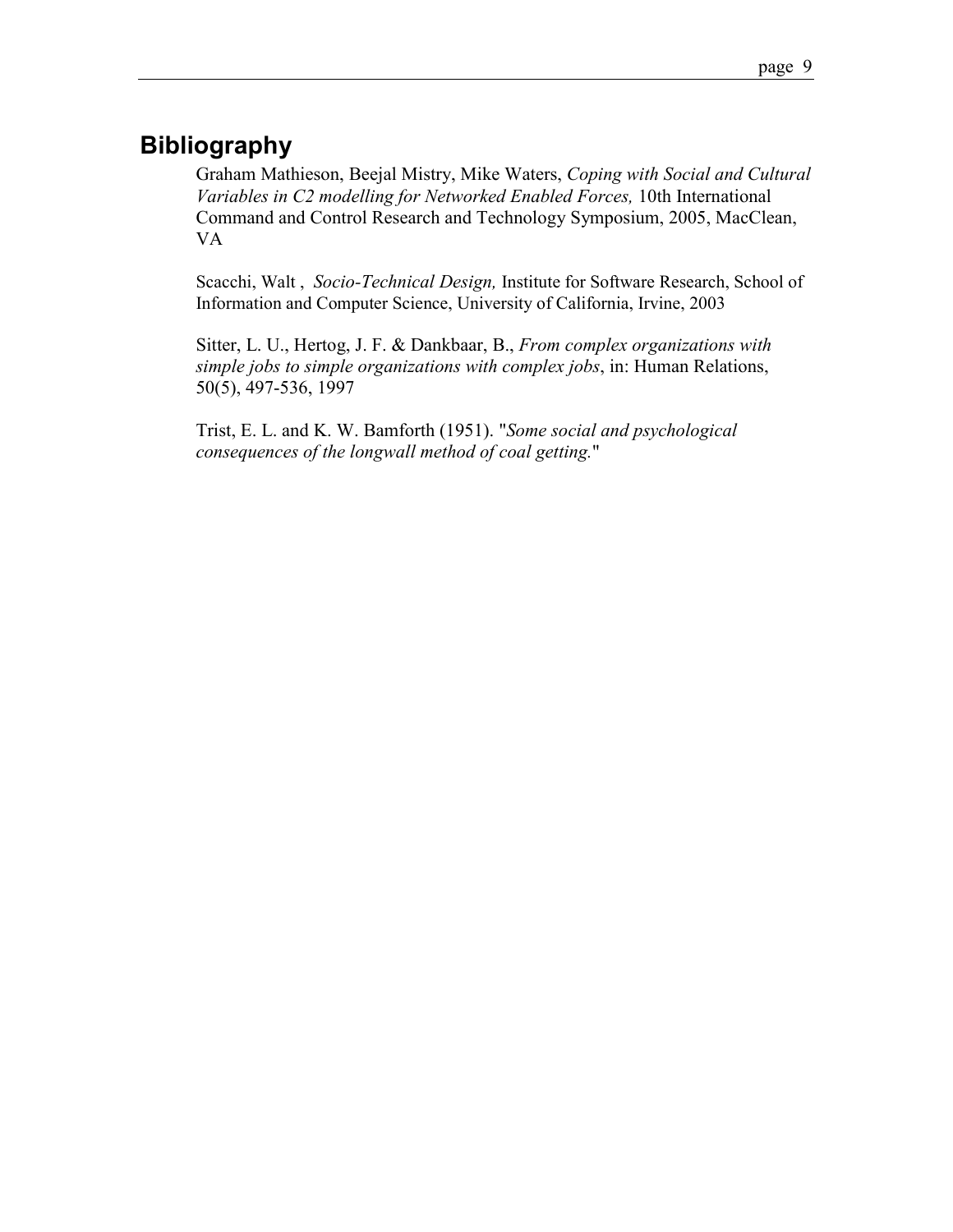## Bibliography

Graham Mathieson, Beejal Mistry, Mike Waters, *Coping with Social and Cultural Variables in C2 modelling for Networked Enabled Forces,* 10th International Command and Control Research and Technology Symposium, 2005, MacClean, VA

Scacchi, Walt , *Socio-Technical Design,* Institute for Software Research, School of Information and Computer Science, University of California, Irvine, 2003

Sitter, L. U., Hertog, J. F. & Dankbaar, B., *From complex organizations with simple jobs to simple organizations with complex jobs*, in: Human Relations, 50(5), 497-536, 1997

Trist, E. L. and K. W. Bamforth (1951). "*Some social and psychological consequences of the longwall method of coal getting.*"